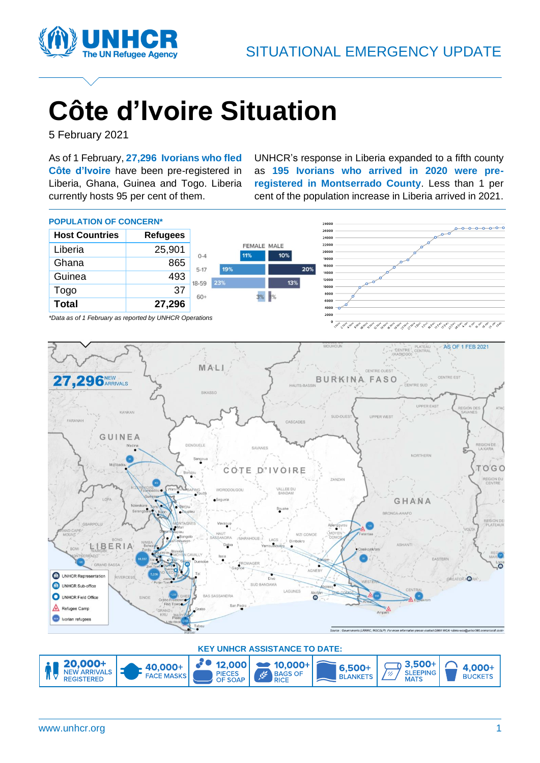# Côte d'Ivoire Situation

5 February 2021

As of 1 February, **27,296 Ivorians who fled Côte d'Ivoire** have been pre-registered in Liberia, Ghana, Guinea and Togo. Liberia currently hosts 95 per cent of them.

UNHCR's response in Liberia expanded to a fifth county as **195 Ivorians who arrived in 2020 were pre-registered in Montserrado County**. Less than 1 per cent of the population increase in Liberia arrived in 2021.

**POPULATION OF CONCERN***

| Host Countries | Refugees |
|---|---|
| Liberia | 25,901 |
| Ghana | 865 |
| Guinea | 493 |
| Togo | 37 |
| **Total** | **27,296** |

| Age | FEMALE | MALE |
|---|---|---|
| 0-4 | 11% | 10% |
| 5-17 | 19% | 20% |
| 18-59 | 23% | 13% |
| 60+ | 3% | 1% |

*Data as of 1 February as reported by UNHCR Operations*

**KEY UNHCR ASSISTANCE TO DATE:**

- **20,000+** NEW ARRIVALS REGISTERED
- **40,000+** FACE MASKS
- **12,000** PIECES OF SOAP
- **10,000+** BAGS OF RICE
- **6,500+** BLANKETS
- **3,500+** SLEEPING MATS
- **4,000+** BUCKETS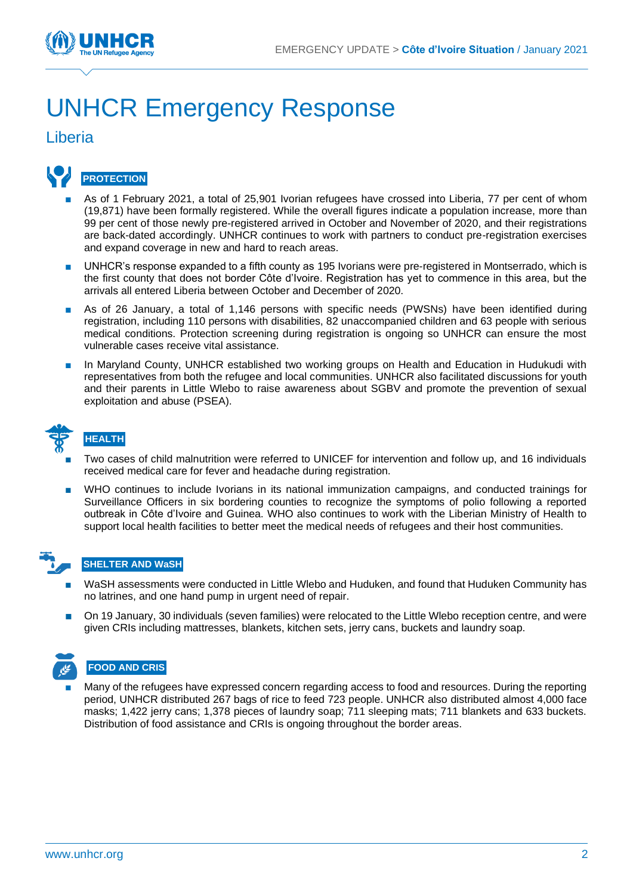# UNHCR Emergency Response

## Liberia

### PROTECTION

- As of 1 February 2021, a total of 25,901 Ivorian refugees have crossed into Liberia, 77 per cent of whom (19,871) have been formally registered. While the overall figures indicate a population increase, more than 99 per cent of those newly pre-registered arrived in October and November of 2020, and their registrations are back-dated accordingly. UNHCR continues to work with partners to conduct pre-registration exercises and expand coverage in new and hard to reach areas.
- UNHCR's response expanded to a fifth county as 195 Ivorians were pre-registered in Montserrado, which is the first county that does not border Côte d'Ivoire. Registration has yet to commence in this area, but the arrivals all entered Liberia between October and December of 2020.
- As of 26 January, a total of 1,146 persons with specific needs (PWSNs) have been identified during registration, including 110 persons with disabilities, 82 unaccompanied children and 63 people with serious medical conditions. Protection screening during registration is ongoing so UNHCR can ensure the most vulnerable cases receive vital assistance.
- In Maryland County, UNHCR established two working groups on Health and Education in Hudukudi with representatives from both the refugee and local communities. UNHCR also facilitated discussions for youth and their parents in Little Wlebo to raise awareness about SGBV and promote the prevention of sexual exploitation and abuse (PSEA).

### HEALTH

- Two cases of child malnutrition were referred to UNICEF for intervention and follow up, and 16 individuals received medical care for fever and headache during registration.
- WHO continues to include Ivorians in its national immunization campaigns, and conducted trainings for Surveillance Officers in six bordering counties to recognize the symptoms of polio following a reported outbreak in Côte d'Ivoire and Guinea. WHO also continues to work with the Liberian Ministry of Health to support local health facilities to better meet the medical needs of refugees and their host communities.

### SHELTER AND WaSH

- WaSH assessments were conducted in Little Wlebo and Huduken, and found that Huduken Community has no latrines, and one hand pump in urgent need of repair.
- On 19 January, 30 individuals (seven families) were relocated to the Little Wlebo reception centre, and were given CRIs including mattresses, blankets, kitchen sets, jerry cans, buckets and laundry soap.

### FOOD AND CRIS

- Many of the refugees have expressed concern regarding access to food and resources. During the reporting period, UNHCR distributed 267 bags of rice to feed 723 people. UNHCR also distributed almost 4,000 face masks; 1,422 jerry cans; 1,378 pieces of laundry soap; 711 sleeping mats; 711 blankets and 633 buckets. Distribution of food assistance and CRIs is ongoing throughout the border areas.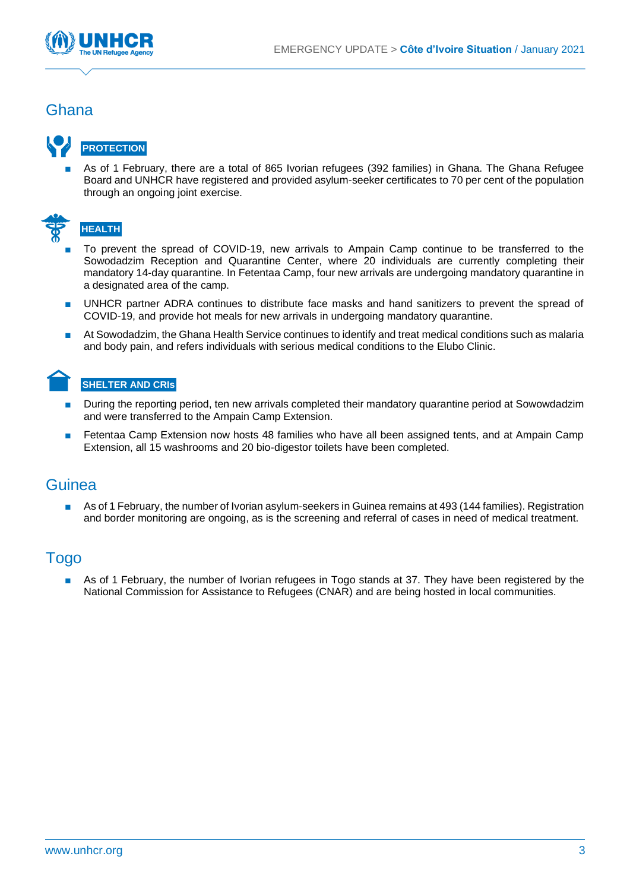## Ghana

### PROTECTION

- As of 1 February, there are a total of 865 Ivorian refugees (392 families) in Ghana. The Ghana Refugee Board and UNHCR have registered and provided asylum-seeker certificates to 70 per cent of the population through an ongoing joint exercise.

### HEALTH

- To prevent the spread of COVID-19, new arrivals to Ampain Camp continue to be transferred to the Sowodadzim Reception and Quarantine Center, where 20 individuals are currently completing their mandatory 14-day quarantine. In Fetentaa Camp, four new arrivals are undergoing mandatory quarantine in a designated area of the camp.
- UNHCR partner ADRA continues to distribute face masks and hand sanitizers to prevent the spread of COVID-19, and provide hot meals for new arrivals in undergoing mandatory quarantine.
- At Sowodadzim, the Ghana Health Service continues to identify and treat medical conditions such as malaria and body pain, and refers individuals with serious medical conditions to the Elubo Clinic.

### SHELTER AND CRIs

- During the reporting period, ten new arrivals completed their mandatory quarantine period at Sowowdadzim and were transferred to the Ampain Camp Extension.
- Fetentaa Camp Extension now hosts 48 families who have all been assigned tents, and at Ampain Camp Extension, all 15 washrooms and 20 bio-digestor toilets have been completed.

## Guinea

- As of 1 February, the number of Ivorian asylum-seekers in Guinea remains at 493 (144 families). Registration and border monitoring are ongoing, as is the screening and referral of cases in need of medical treatment.

## Togo

- As of 1 February, the number of Ivorian refugees in Togo stands at 37. They have been registered by the National Commission for Assistance to Refugees (CNAR) and are being hosted in local communities.